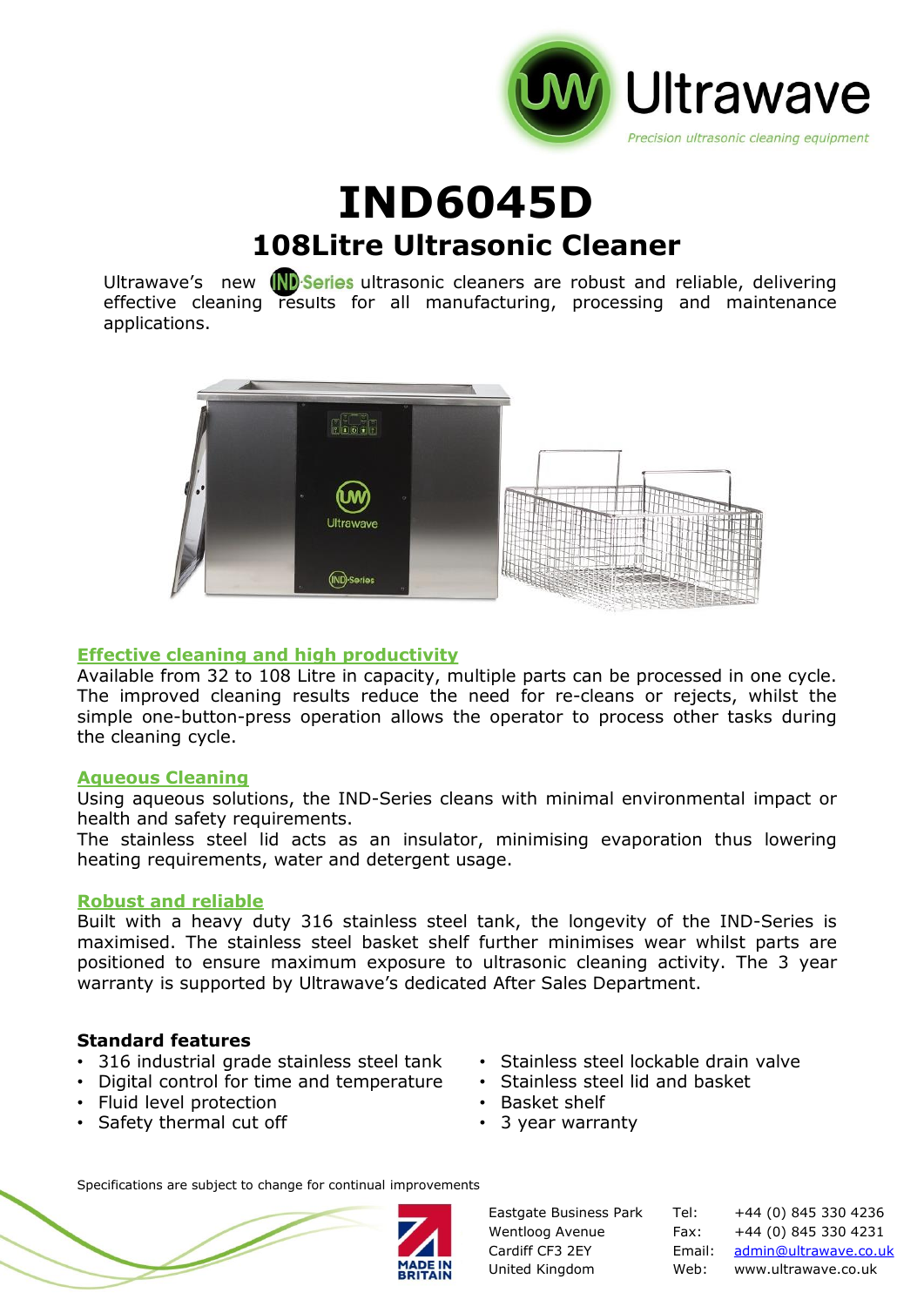Ultrawave

*Precision ultrasonic cleaning equipment*

# IND6045D

## 108Litre Ultrasonic Cleaner

Ultrawave's new IND-Series ultrasonic cleaners are robust and reliable, delivering effective cleaning results for all manufacturing, processing and maintenance applications.

### Effective cleaning and high productivity

Available from 32 to 108 Litre in capacity, multiple parts can be processed in one cycle. The improved cleaning results reduce the need for re-cleans or rejects, whilst the simple one-button-press operation allows the operator to process other tasks during the cleaning cycle.

### Aqueous Cleaning

Using aqueous solutions, the IND-Series cleans with minimal environmental impact or health and safety requirements.
The stainless steel lid acts as an insulator, minimising evaporation thus lowering heating requirements, water and detergent usage.

### Robust and reliable

Built with a heavy duty 316 stainless steel tank, the longevity of the IND-Series is maximised. The stainless steel basket shelf further minimises wear whilst parts are positioned to ensure maximum exposure to ultrasonic cleaning activity. The 3 year warranty is supported by Ultrawave's dedicated After Sales Department.

**Standard features**

- 316 industrial grade stainless steel tank
- Digital control for time and temperature
- Fluid level protection
- Safety thermal cut off
- Stainless steel lockable drain valve
- Stainless steel lid and basket
- Basket shelf
- 3 year warranty

Specifications are subject to change for continual improvements

MADE IN BRITAIN

Eastgate Business Park
Wentloog Avenue
Cardiff CF3 2EY
United Kingdom

Tel: +44 (0) 845 330 4236
Fax: +44 (0) 845 330 4231
Email: admin@ultrawave.co.uk
Web: www.ultrawave.co.uk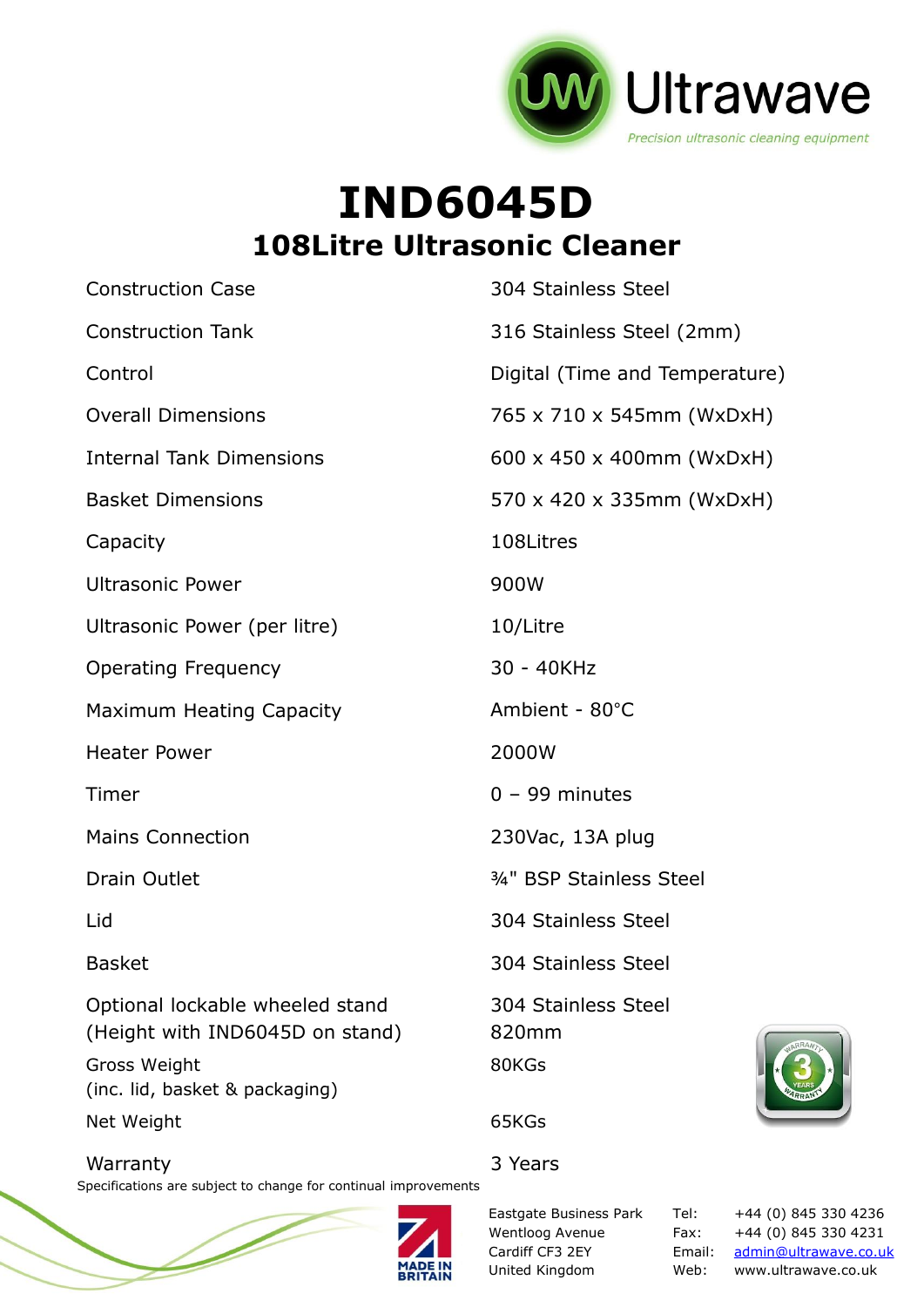Ultrawave

*Precision ultrasonic cleaning equipment*

# IND6045D

## 108Litre Ultrasonic Cleaner

| | |
|---|---|
| Construction Case | 304 Stainless Steel |
| Construction Tank | 316 Stainless Steel (2mm) |
| Control | Digital (Time and Temperature) |
| Overall Dimensions | 765 x 710 x 545mm (WxDxH) |
| Internal Tank Dimensions | 600 x 450 x 400mm (WxDxH) |
| Basket Dimensions | 570 x 420 x 335mm (WxDxH) |
| Capacity | 108Litres |
| Ultrasonic Power | 900W |
| Ultrasonic Power (per litre) | 10/Litre |
| Operating Frequency | 30 - 40KHz |
| Maximum Heating Capacity | Ambient - 80°C |
| Heater Power | 2000W |
| Timer | 0 – 99 minutes |
| Mains Connection | 230Vac, 13A plug |
| Drain Outlet | ¾" BSP Stainless Steel |
| Lid | 304 Stainless Steel |
| Basket | 304 Stainless Steel |
| Optional lockable wheeled stand (Height with IND6045D on stand) | 304 Stainless Steel 820mm |
| Gross Weight (inc. lid, basket & packaging) | 80KGs |
| Net Weight | 65KGs |
| Warranty | 3 Years |

Specifications are subject to change for continual improvements

MADE IN BRITAIN

Eastgate Business Park
Wentloog Avenue
Cardiff CF3 2EY
United Kingdom

Tel: +44 (0) 845 330 4236
Fax: +44 (0) 845 330 4231
Email: admin@ultrawave.co.uk
Web: www.ultrawave.co.uk